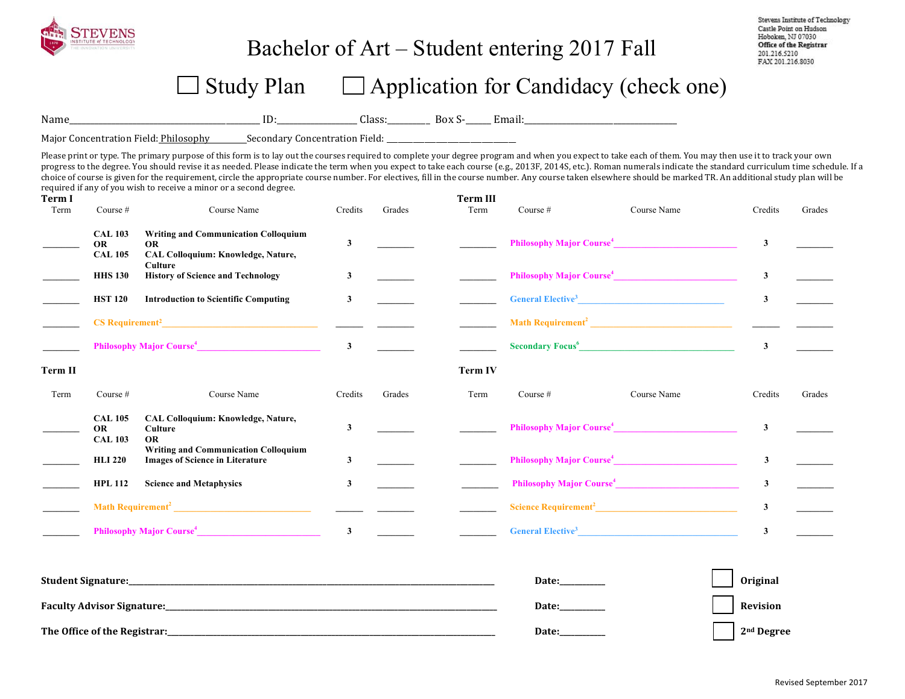Stevens Institute of Technology
Castle Point on Hudson
Hoboken, NJ 07030
**Office of the Registrar**
201.216.5210
FAX 201.216.8030

# Bachelor of Art – Student entering 2017 Fall

☐ Study Plan ☐ Application for Candidacy (check one)

Name______________________ ID:____________ Class:________ Box S-_____ Email:______________________

Major Concentration Field: Philosophy________Secondary Concentration Field: ______________________

Please print or type. The primary purpose of this form is to lay out the courses required to complete your degree program and when you expect to take each of them. You may then use it to track your own progress to the degree. You should revise it as needed. Please indicate the term when you expect to take each course (e.g., 2013F, 2014S, etc.). Roman numerals indicate the standard curriculum time schedule. If a choice of course is given for the requirement, circle the appropriate course number. For electives, fill in the course number. Any course taken elsewhere should be marked TR. An additional study plan will be required if any of you wish to receive a minor or a second degree.

### Term I

| Term | Course # | Course Name | Credits | Grades |
|---|---|---|---|---|
| ________ | **CAL 103 OR CAL 105** | **Writing and Communication Colloquium OR CAL Colloquium: Knowledge, Nature, Culture** | **3** | ________ |
| ________ | **HHS 130** | **History of Science and Technology** | **3** | ________ |
| ________ | **HST 120** | **Introduction to Scientific Computing** | **3** | ________ |
| ________ | **CS Requirement[2]**______________________ | | ______ | ________ |
| ________ | **Philosophy Major Course[4]**______________________ | | **3** | ________ |

### Term II

| Term | Course # | Course Name | Credits | Grades |
|---|---|---|---|---|
| ________ | **CAL 105 OR CAL 103** | **CAL Colloquium: Knowledge, Nature, Culture OR Writing and Communication Colloquium** | **3** | ________ |
| ________ | **HLI 220** | **Images of Science in Literature** | **3** | ________ |
| ________ | **HPL 112** | **Science and Metaphysics** | **3** | ________ |
| ________ | **Math Requirement[2]** ______________________ | | ______ | ________ |
| ________ | **Philosophy Major Course[4]**______________________ | | **3** | ________ |

### Term III

| Term | Course # | Course Name | Credits | Grades |
|---|---|---|---|---|
| ________ | **Philosophy Major Course[4]**______________________ | | **3** | ________ |
| ________ | **Philosophy Major Course[4]**______________________ | | **3** | ________ |
| ________ | **General Elective[3]**______________________ | | **3** | ________ |
| ________ | **Math Requirement[2]** ______________________ | | ______ | ________ |
| ________ | **Secondary Focus[6]**______________________ | | **3** | ________ |

### Term IV

| Term | Course # | Course Name | Credits | Grades |
|---|---|---|---|---|
| ________ | **Philosophy Major Course[4]**______________________ | | **3** | ________ |
| ________ | **Philosophy Major Course[4]**______________________ | | **3** | ________ |
| ________ | **Philosophy Major Course[4]**______________________ | | **3** | ________ |
| ________ | **Science Requirement[2]**______________________ | | **3** | ________ |
| ________ | **General Elective[3]**______________________ | | **3** | ________ |

**Student Signature:**______________________________________ **Date:**__________ ☐ **Original**

**Faculty Advisor Signature:**________________________________ **Date:**__________ ☐ **Revision**

**The Office of the Registrar:**________________________________ **Date:**__________ ☐ **2nd Degree**

Revised September 2017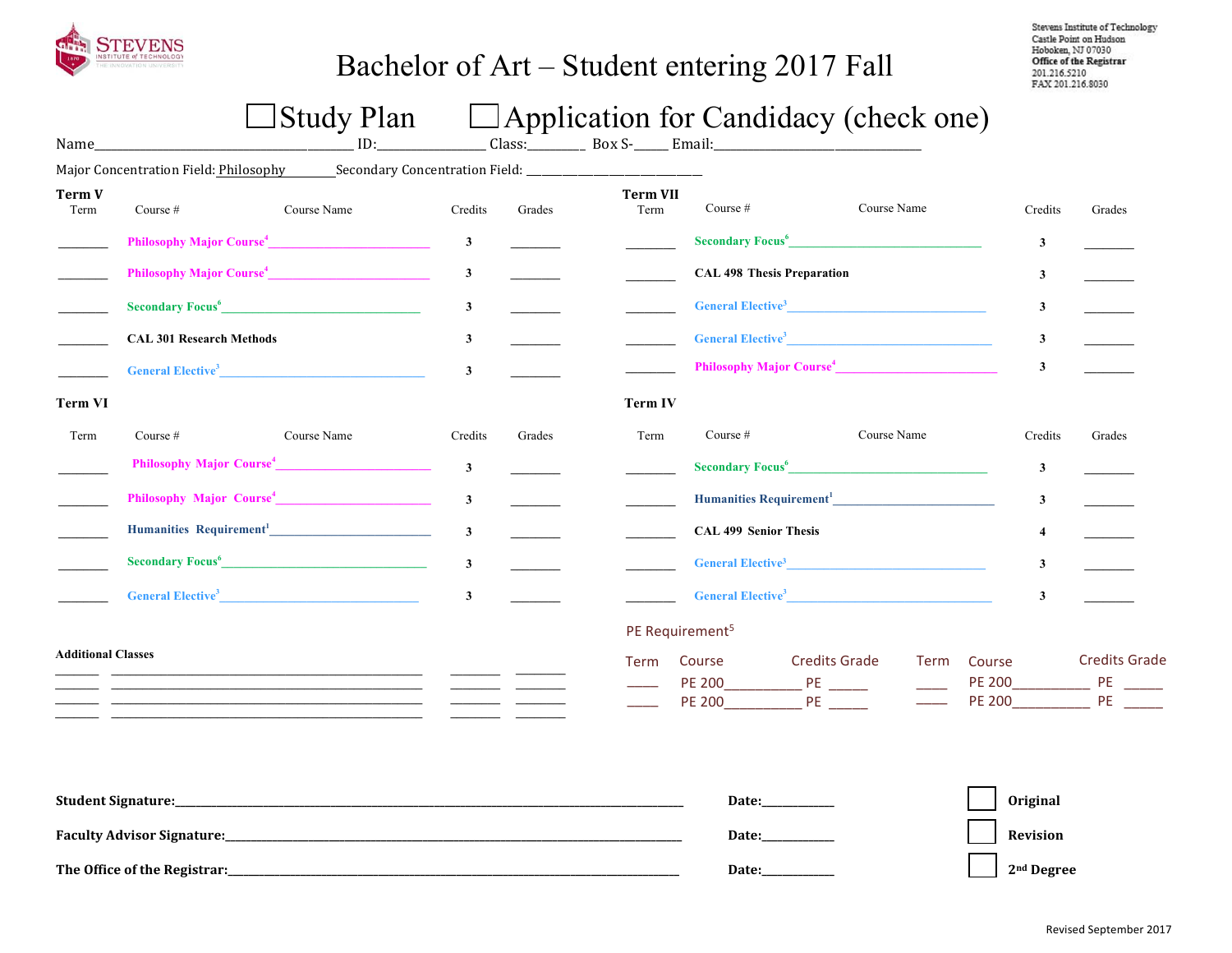STEVENS INSTITUTE of TECHNOLOGY

# Bachelor of Art – Student entering 2017 Fall

Stevens Institute of Technology
Castle Point on Hudson
Hoboken, NJ 07030
**Office of the Registrar**
201.216.5210
FAX 201.216.8030

☐ Study Plan ☐ Application for Candidacy (check one)

Name__________________________ ID:______________ Class:________ Box S-_____ Email:____________________________

Major Concentration Field: Philosophy Secondary Concentration Field: ___________________________

### Term V

| Term | Course # | Course Name | Credits | Grades |
|---|---|---|---|---|
| ________ | Philosophy Major Course[4] | ______________________ | 3 | ________ |
| ________ | Philosophy Major Course[4] | ______________________ | 3 | ________ |
| ________ | Secondary Focus[6] | ______________________ | 3 | ________ |
| ________ | CAL 301 Research Methods | | 3 | ________ |
| ________ | General Elective[3] | ______________________ | 3 | ________ |

### Term VI

| Term | Course # | Course Name | Credits | Grades |
|---|---|---|---|---|
| ________ | Philosophy Major Course[4] | ______________________ | 3 | ________ |
| ________ | Philosophy Major Course[4] | ______________________ | 3 | ________ |
| ________ | Humanities Requirement[1] | ______________________ | 3 | ________ |
| ________ | Secondary Focus[6] | ______________________ | 3 | ________ |
| ________ | General Elective[3] | ______________________ | 3 | ________ |

### Term VII

| Term | Course # | Course Name | Credits | Grades |
|---|---|---|---|---|
| ________ | Secondary Focus[6] | ______________________ | 3 | ________ |
| ________ | CAL 498 Thesis Preparation | | 3 | ________ |
| ________ | General Elective[3] | ______________________ | 3 | ________ |
| ________ | General Elective[3] | ______________________ | 3 | ________ |
| ________ | Philosophy Major Course[4] | ______________________ | 3 | ________ |

### Term IV

| Term | Course # | Course Name | Credits | Grades |
|---|---|---|---|---|
| ________ | Secondary Focus[6] | ______________________ | 3 | ________ |
| ________ | Humanities Requirement[1] | ______________________ | 3 | ________ |
| ________ | CAL 499 Senior Thesis | | 4 | ________ |
| ________ | General Elective[3] | ______________________ | 3 | ________ |
| ________ | General Elective[3] | ______________________ | 3 | ________ |

### Additional Classes

| Term | Course | Credits | Grade |
|---|---|---|---|
| ______ | ______________________________ | ________ | ________ |
| ______ | ______________________________ | ________ | ________ |
| ______ | ______________________________ | ________ | ________ |
| ______ | ______________________________ | ________ | ________ |

### PE Requirement[5]

| Term | Course | Credits | Grade | Term | Course | Credits | Grade |
|---|---|---|---|---|---|---|---|
| _____ | PE 200__________ | PE | _____ | _____ | PE 200__________ | PE | _____ |
| _____ | PE 200__________ | PE | _____ | _____ | PE 200__________ | PE | _____ |

**Student Signature:**__________________________________________ **Date:**___________ ☐ **Original**

**Faculty Advisor Signature:**____________________________________ **Date:**___________ ☐ **Revision**

**The Office of the Registrar:**___________________________________ **Date:**___________ ☐ **2nd Degree**

Revised September 2017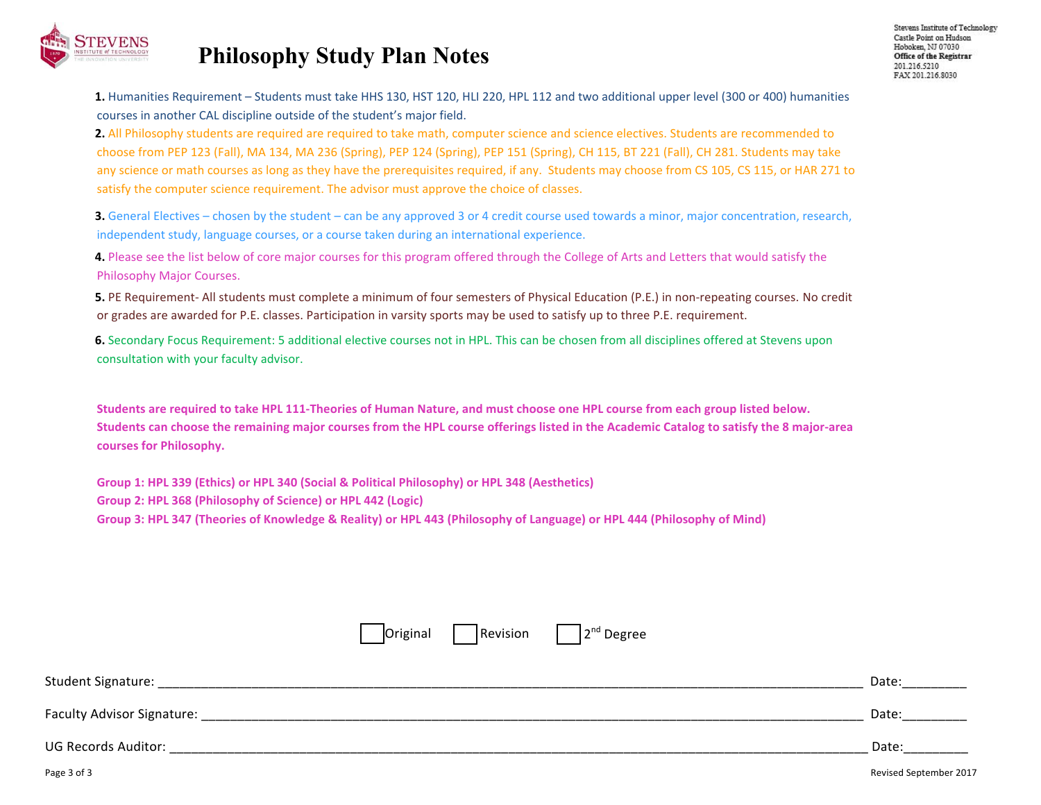# Philosophy Study Plan Notes

Stevens Institute of Technology
Castle Point on Hudson
Hoboken, NJ 07030
**Office of the Registrar**
201.216.5210
FAX 201.216.8030

**1.** Humanities Requirement – Students must take HHS 130, HST 120, HLI 220, HPL 112 and two additional upper level (300 or 400) humanities courses in another CAL discipline outside of the student's major field.

**2.** All Philosophy students are required are required to take math, computer science and science electives. Students are recommended to choose from PEP 123 (Fall), MA 134, MA 236 (Spring), PEP 124 (Spring), PEP 151 (Spring), CH 115, BT 221 (Fall), CH 281. Students may take any science or math courses as long as they have the prerequisites required, if any. Students may choose from CS 105, CS 115, or HAR 271 to satisfy the computer science requirement. The advisor must approve the choice of classes.

**3.** General Electives – chosen by the student – can be any approved 3 or 4 credit course used towards a minor, major concentration, research, independent study, language courses, or a course taken during an international experience.

**4.** Please see the list below of core major courses for this program offered through the College of Arts and Letters that would satisfy the Philosophy Major Courses.

**5.** PE Requirement- All students must complete a minimum of four semesters of Physical Education (P.E.) in non-repeating courses. No credit or grades are awarded for P.E. classes. Participation in varsity sports may be used to satisfy up to three P.E. requirement.

**6.** Secondary Focus Requirement: 5 additional elective courses not in HPL. This can be chosen from all disciplines offered at Stevens upon consultation with your faculty advisor.

**Students are required to take HPL 111-Theories of Human Nature, and must choose one HPL course from each group listed below. Students can choose the remaining major courses from the HPL course offerings listed in the Academic Catalog to satisfy the 8 major-area courses for Philosophy.**

**Group 1: HPL 339 (Ethics) or HPL 340 (Social & Political Philosophy) or HPL 348 (Aesthetics)**
**Group 2: HPL 368 (Philosophy of Science) or HPL 442 (Logic)**
**Group 3: HPL 347 (Theories of Knowledge & Reality) or HPL 443 (Philosophy of Language) or HPL 444 (Philosophy of Mind)**

☐ Original ☐ Revision ☐ 2nd Degree

Student Signature: ________________________________________ Date:________

Faculty Advisor Signature: ________________________________________ Date:________

UG Records Auditor: ________________________________________ Date:________

Revised September 2017